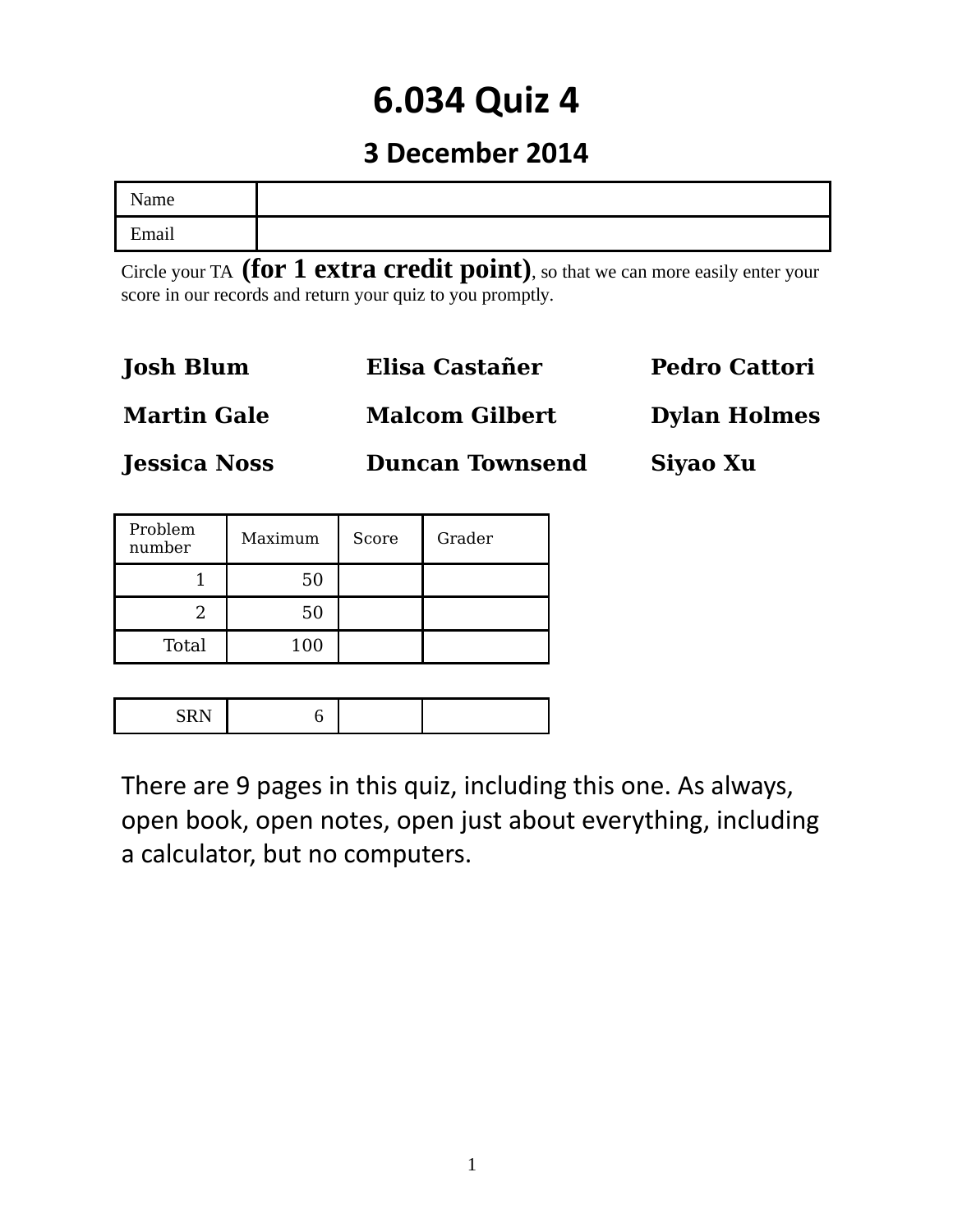# 6.034 Quiz 4

## 3 December 2014

| Name | |
|---|---|
| Email | |

Circle your TA **(for 1 extra credit point)**, so that we can more easily enter your score in our records and return your quiz to you promptly.

| | | |
|---|---|---|
| **Josh Blum** | **Elisa Castañer** | **Pedro Cattori** |
| **Martin Gale** | **Malcom Gilbert** | **Dylan Holmes** |
| **Jessica Noss** | **Duncan Townsend** | **Siyao Xu** |

| Problem number | Maximum | Score | Grader |
|---|---|---|---|
| 1 | 50 | | |
| 2 | 50 | | |
| Total | 100 | | |

| | | | |
|---|---|---|---|
| SRN | 6 | | |

There are 9 pages in this quiz, including this one. As always, open book, open notes, open just about everything, including a calculator, but no computers.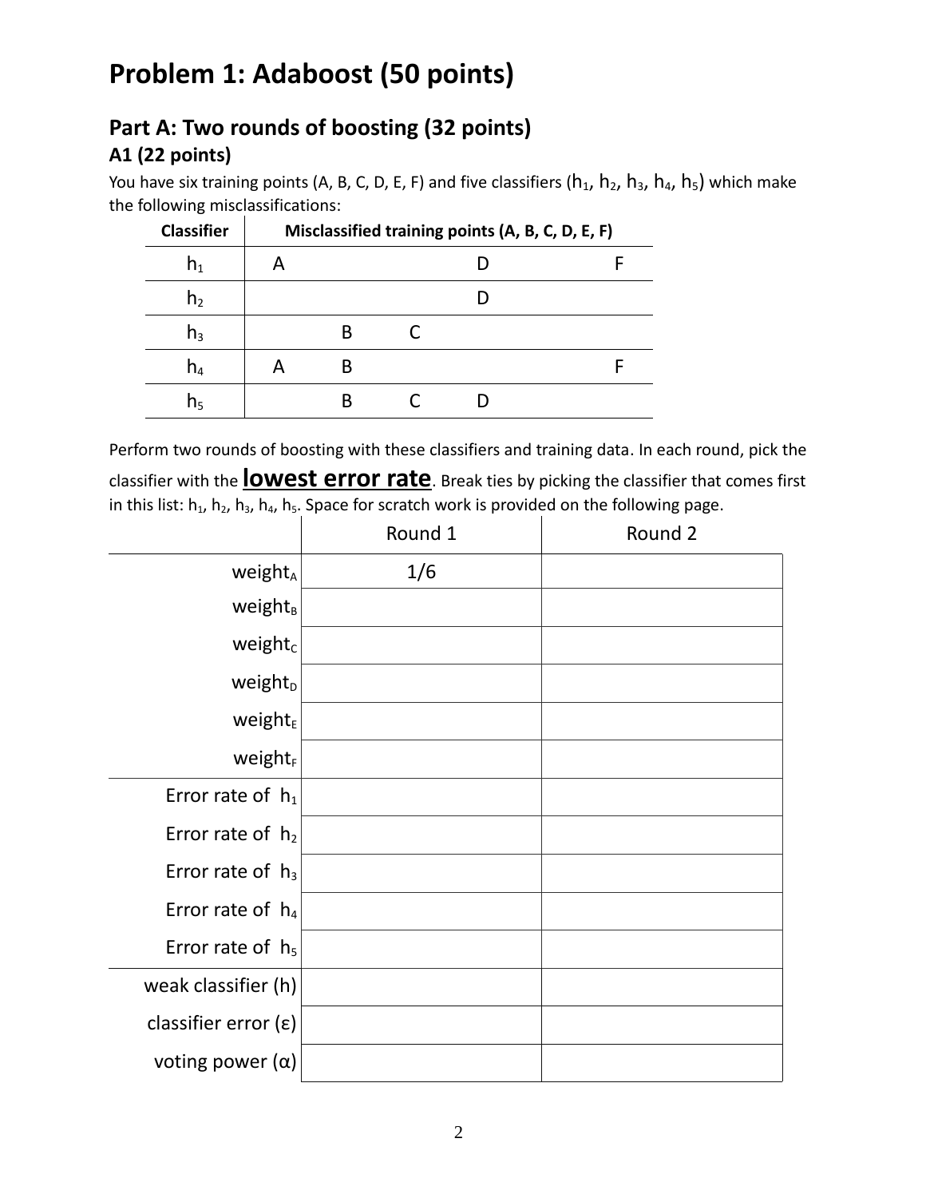# Problem 1: Adaboost (50 points)

## Part A: Two rounds of boosting (32 points)

### A1 (22 points)

You have six training points (A, B, C, D, E, F) and five classifiers ($h_1$, $h_2$, $h_3$, $h_4$, $h_5$) which make the following misclassifications:

| Classifier | Misclassified training points (A, B, C, D, E, F) | | | | | |
|---|---|---|---|---|---|---|
| $h_1$ | A | | | D | | F |
| $h_2$ | | | | D | | |
| $h_3$ | | B | C | | | |
| $h_4$ | A | B | | | | F |
| $h_5$ | | B | C | D | | |

Perform two rounds of boosting with these classifiers and training data. In each round, pick the classifier with the **lowest error rate**. Break ties by picking the classifier that comes first in this list: $h_1$, $h_2$, $h_3$, $h_4$, $h_5$. Space for scratch work is provided on the following page.

| | Round 1 | Round 2 |
|---|---|---|
| $weight_A$ | 1/6 | |
| $weight_B$ | | |
| $weight_C$ | | |
| $weight_D$ | | |
| $weight_E$ | | |
| $weight_F$ | | |
| Error rate of $h_1$ | | |
| Error rate of $h_2$ | | |
| Error rate of $h_3$ | | |
| Error rate of $h_4$ | | |
| Error rate of $h_5$ | | |
| weak classifier (h) | | |
| classifier error (ε) | | |
| voting power (α) | | |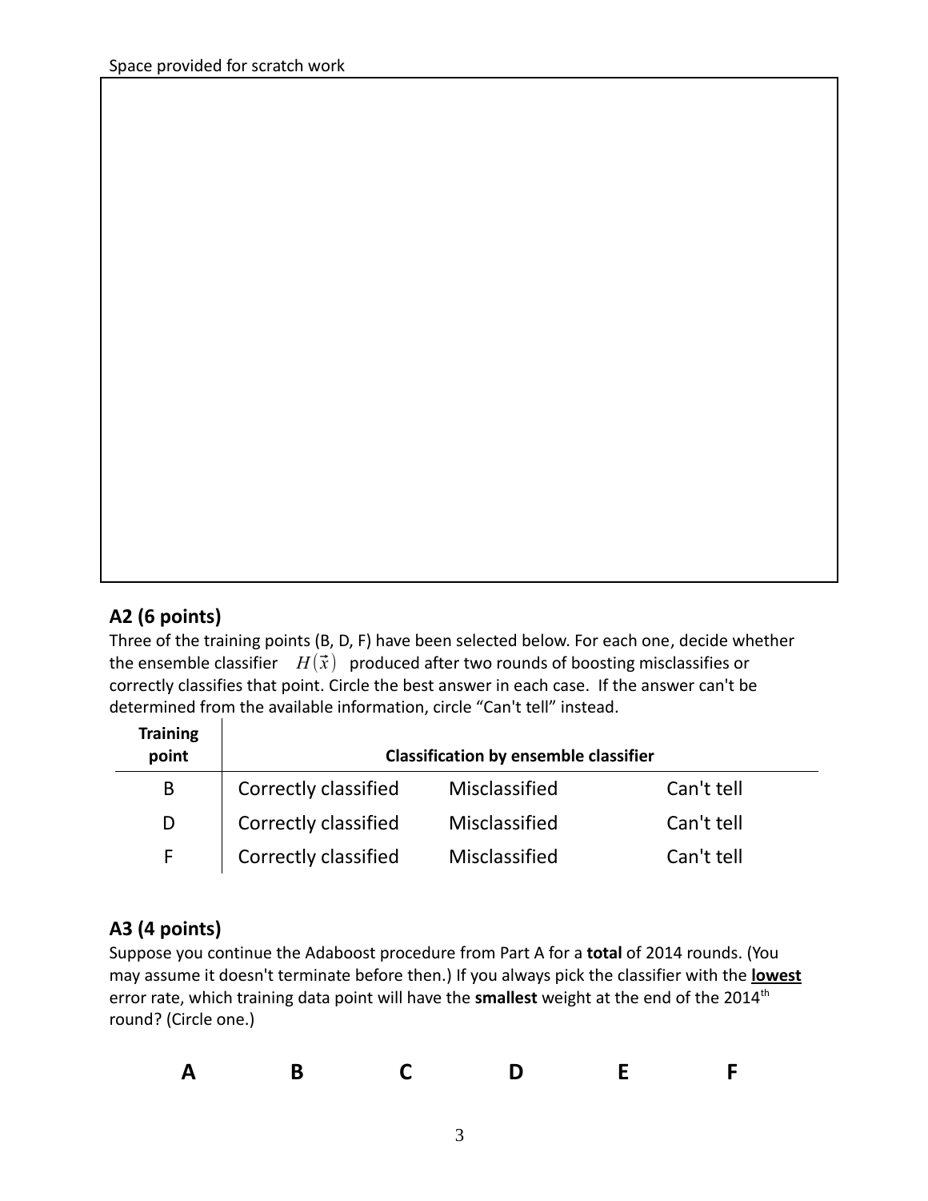Space provided for scratch work

## A2 (6 points)

Three of the training points (B, D, F) have been selected below. For each one, decide whether the ensemble classifier $H(\vec{x})$ produced after two rounds of boosting misclassifies or correctly classifies that point. Circle the best answer in each case. If the answer can't be determined from the available information, circle "Can't tell" instead.

| Training point | Classification by ensemble classifier | | |
|---|---|---|---|
| B | Correctly classified | Misclassified | Can't tell |
| D | Correctly classified | Misclassified | Can't tell |
| F | Correctly classified | Misclassified | Can't tell |

## A3 (4 points)

Suppose you continue the Adaboost procedure from Part A for a **total** of 2014 rounds. (You may assume it doesn't terminate before then.) If you always pick the classifier with the **lowest** error rate, which training data point will have the **smallest** weight at the end of the 2014th round? (Circle one.)

**A** **B** **C** **D** **E** **F**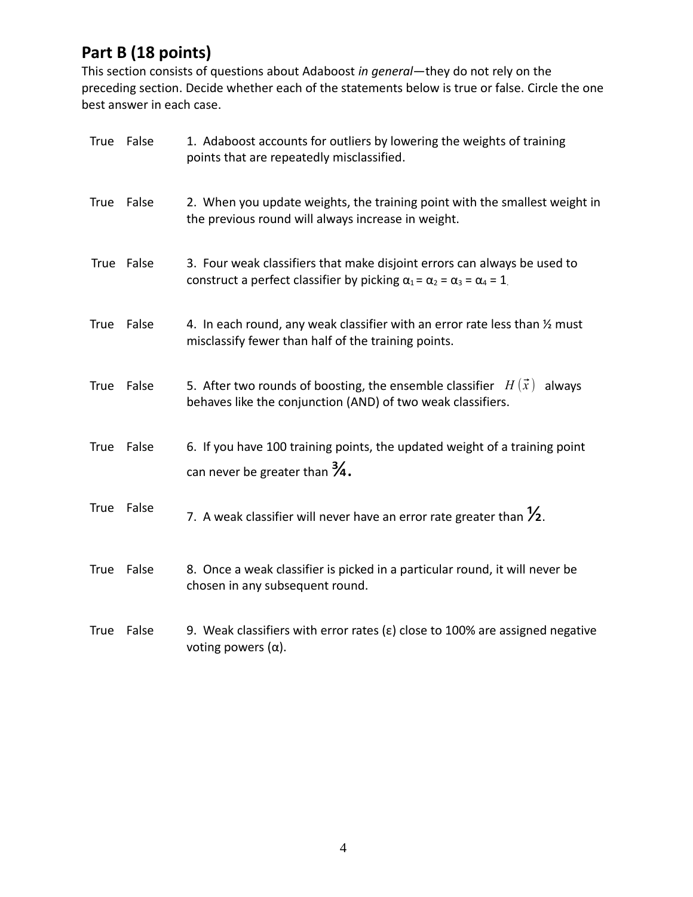## Part B (18 points)

This section consists of questions about Adaboost *in general*—they do not rely on the preceding section. Decide whether each of the statements below is true or false. Circle the one best answer in each case.

True False 1. Adaboost accounts for outliers by lowering the weights of training points that are repeatedly misclassified.

True False 2. When you update weights, the training point with the smallest weight in the previous round will always increase in weight.

True False 3. Four weak classifiers that make disjoint errors can always be used to construct a perfect classifier by picking $\alpha_1 = \alpha_2 = \alpha_3 = \alpha_4 = 1$.

True False 4. In each round, any weak classifier with an error rate less than ½ must misclassify fewer than half of the training points.

True False 5. After two rounds of boosting, the ensemble classifier $H(\vec{x})$ always behaves like the conjunction (AND) of two weak classifiers.

True False 6. If you have 100 training points, the updated weight of a training point can never be greater than ¾.

True False 7. A weak classifier will never have an error rate greater than ½.

True False 8. Once a weak classifier is picked in a particular round, it will never be chosen in any subsequent round.

True False 9. Weak classifiers with error rates ($\varepsilon$) close to 100% are assigned negative voting powers ($\alpha$).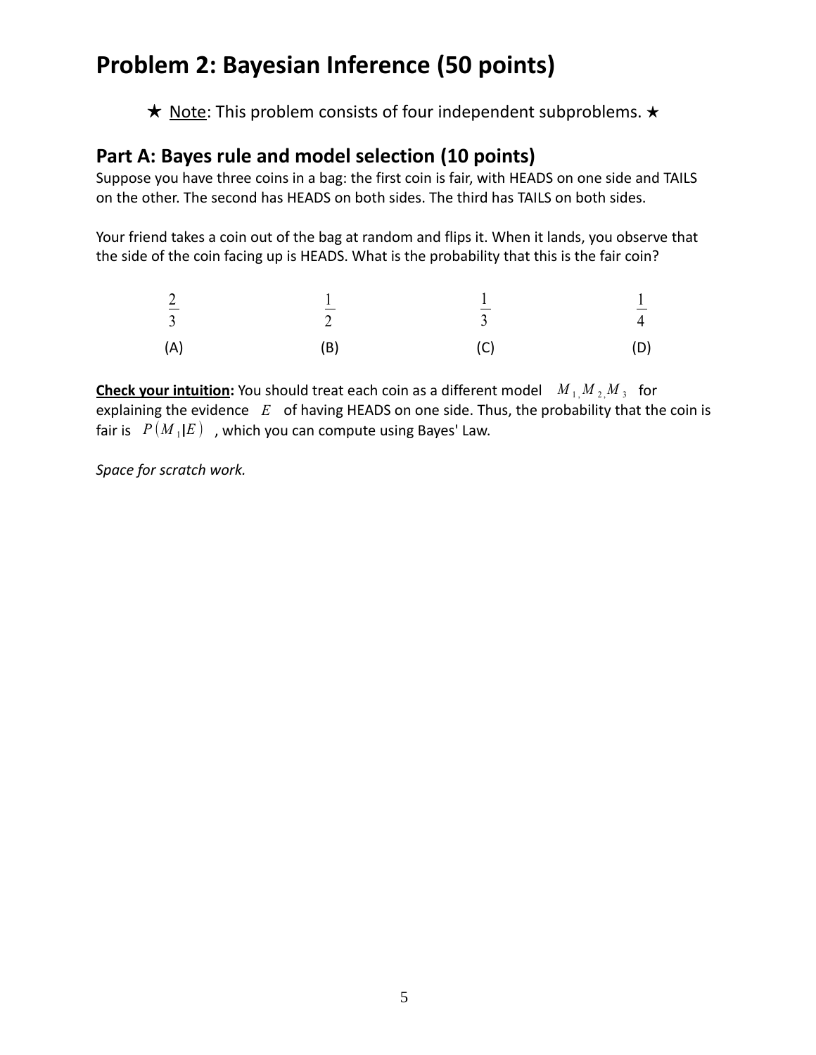# Problem 2: Bayesian Inference (50 points)

★ Note: This problem consists of four independent subproblems. ★

## Part A: Bayes rule and model selection (10 points)

Suppose you have three coins in a bag: the first coin is fair, with HEADS on one side and TAILS on the other. The second has HEADS on both sides. The third has TAILS on both sides.

Your friend takes a coin out of the bag at random and flips it. When it lands, you observe that the side of the coin facing up is HEADS. What is the probability that this is the fair coin?

| $\frac{2}{3}$ | $\frac{1}{2}$ | $\frac{1}{3}$ | $\frac{1}{4}$ |
|---|---|---|---|
| (A) | (B) | (C) | (D) |

**Check your intuition:** You should treat each coin as a different model $M_1, M_2, M_3$ for explaining the evidence $E$ of having HEADS on one side. Thus, the probability that the coin is fair is $P(M_1|E)$, which you can compute using Bayes' Law.

*Space for scratch work.*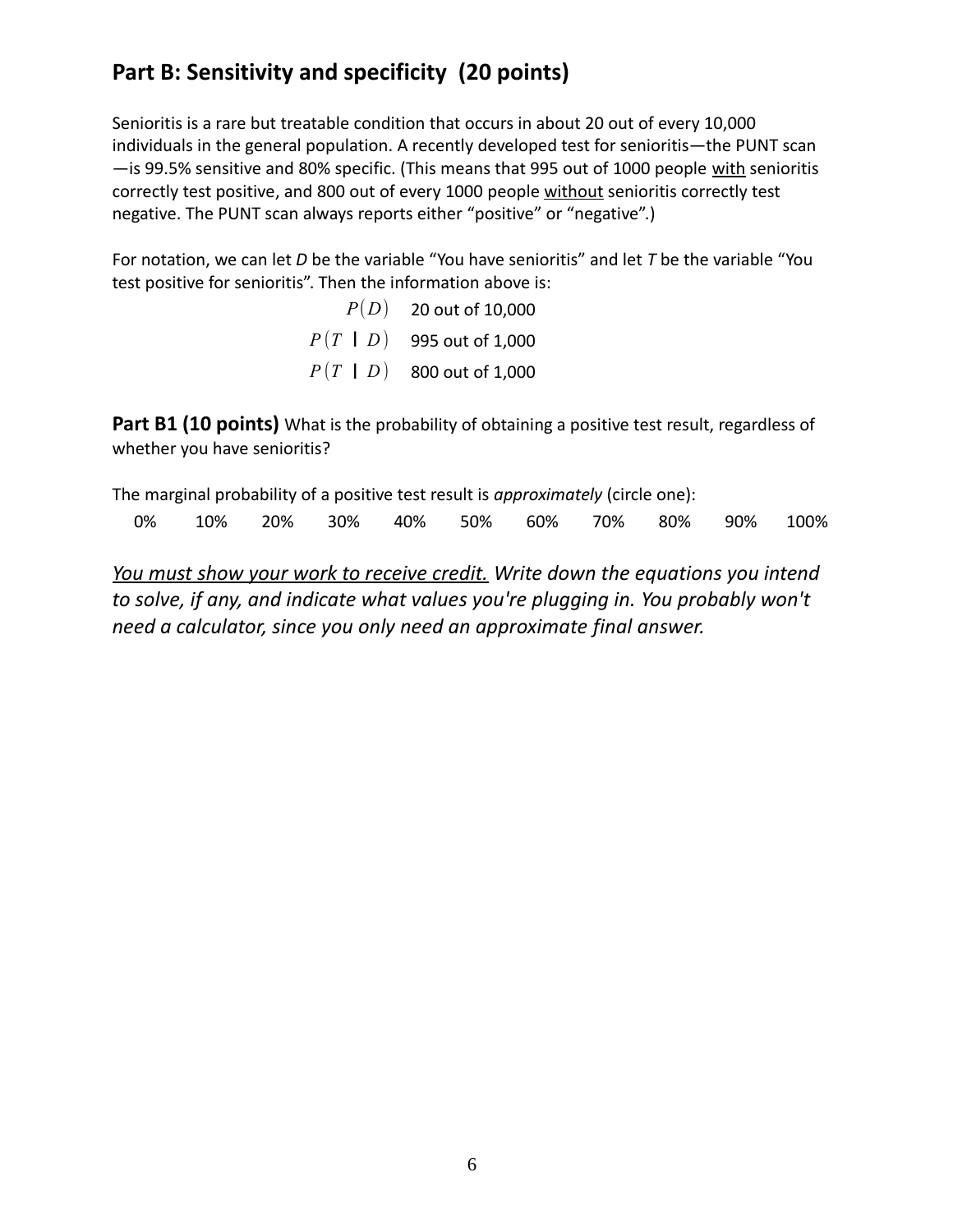## Part B: Sensitivity and specificity (20 points)

Senioritis is a rare but treatable condition that occurs in about 20 out of every 10,000 individuals in the general population. A recently developed test for senioritis—the PUNT scan—is 99.5% sensitive and 80% specific. (This means that 995 out of 1000 people with senioritis correctly test positive, and 800 out of every 1000 people without senioritis correctly test negative. The PUNT scan always reports either "positive" or "negative".)

For notation, we can let *D* be the variable "You have senioritis" and let *T* be the variable "You test positive for senioritis". Then the information above is:

| | |
|---|---|
| $P(D)$ | 20 out of 10,000 |
| $P(T \mid D)$ | 995 out of 1,000 |
| $P(T \mid D)$ | 800 out of 1,000 |

**Part B1 (10 points)** What is the probability of obtaining a positive test result, regardless of whether you have senioritis?

The marginal probability of a positive test result is *approximately* (circle one):

0%   10%   20%   30%   40%   50%   60%   70%   80%   90%   100%

***You must show your work to receive credit.*** *Write down the equations you intend to solve, if any, and indicate what values you're plugging in. You probably won't need a calculator, since you only need an approximate final answer.*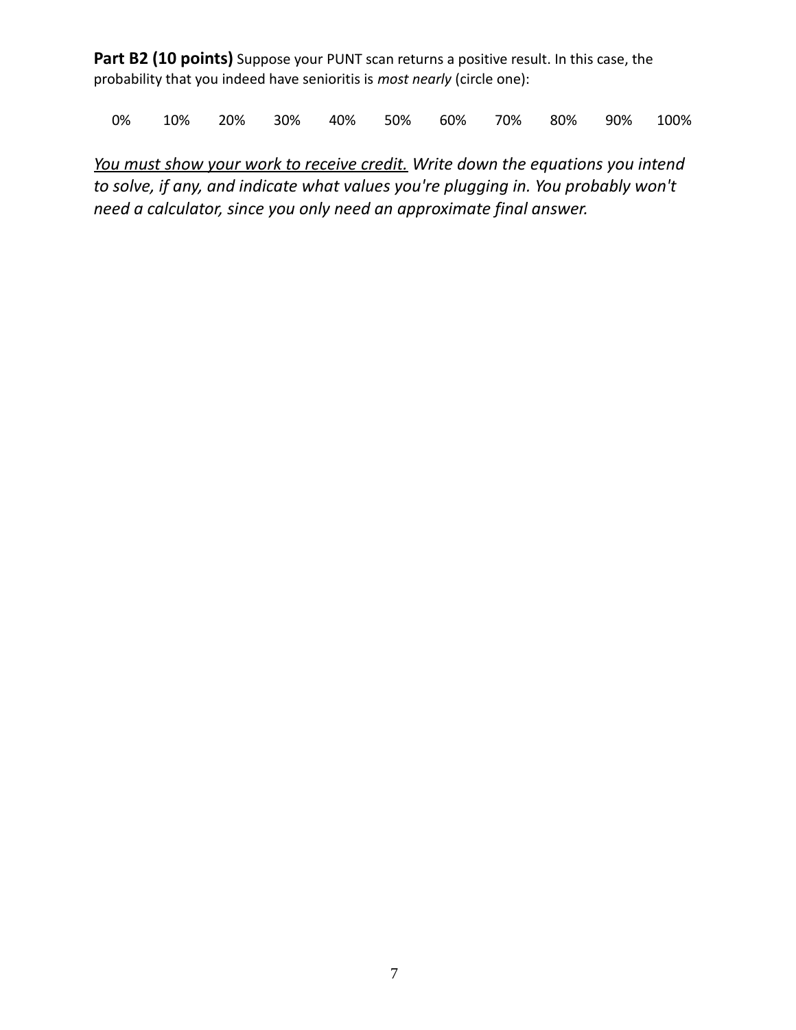**Part B2 (10 points)** Suppose your PUNT scan returns a positive result. In this case, the probability that you indeed have senioritis is *most nearly* (circle one):

0%    10%    20%    30%    40%    50%    60%    70%    80%    90%    100%

*<u>You must show your work to receive credit.</u> Write down the equations you intend to solve, if any, and indicate what values you're plugging in. You probably won't need a calculator, since you only need an approximate final answer.*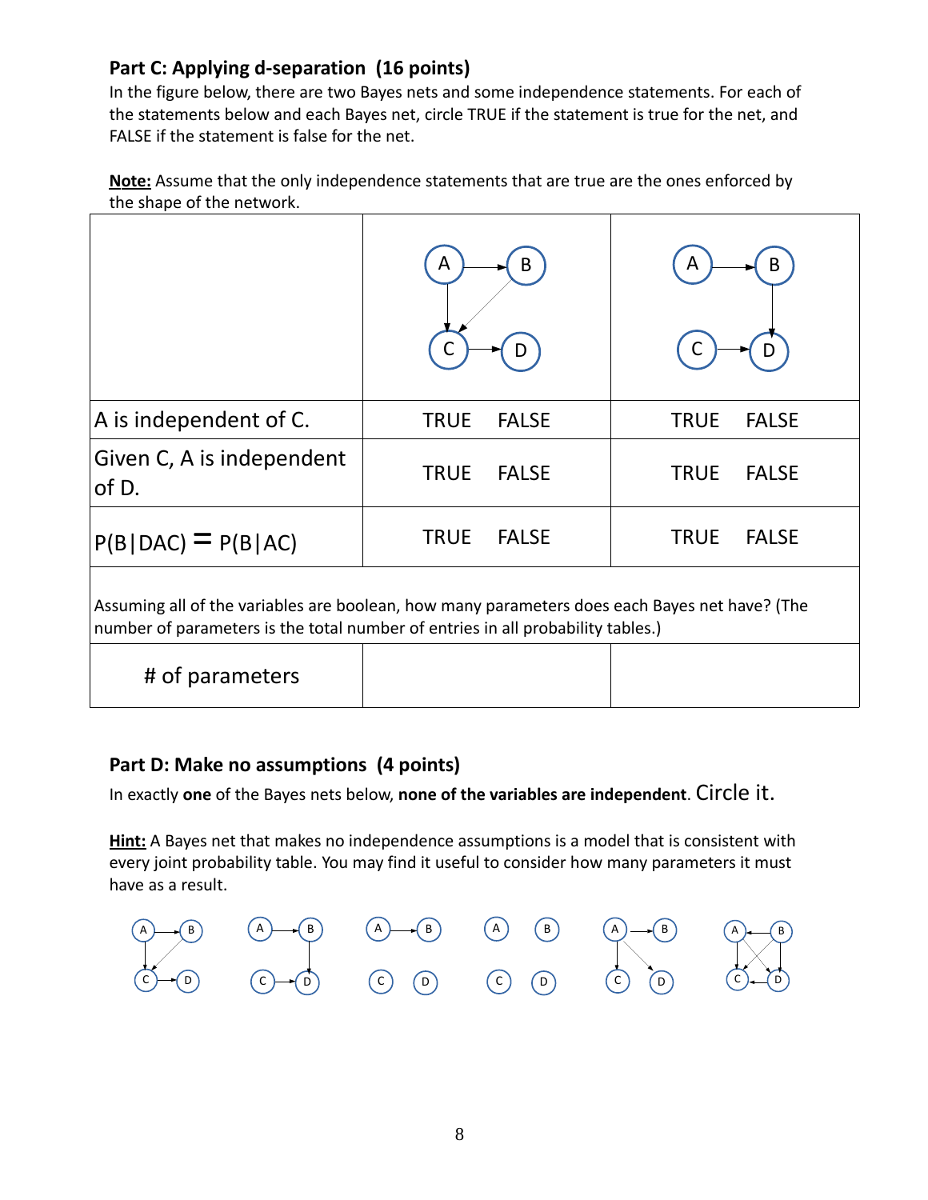### Part C: Applying d-separation (16 points)

In the figure below, there are two Bayes nets and some independence statements. For each of the statements below and each Bayes net, circle TRUE if the statement is true for the net, and FALSE if the statement is false for the net.

**Note:** Assume that the only independence statements that are true are the ones enforced by the shape of the network.

| | | |
|---|---|---|
| A is independent of C. | TRUE FALSE | TRUE FALSE |
| Given C, A is independent of D. | TRUE FALSE | TRUE FALSE |
| P(B\|DAC) = P(B\|AC) | TRUE FALSE | TRUE FALSE |

Assuming all of the variables are boolean, how many parameters does each Bayes net have? (The number of parameters is the total number of entries in all probability tables.)

| | | |
|---|---|---|
| # of parameters | | |

### Part D: Make no assumptions (4 points)

In exactly **one** of the Bayes nets below, **none of the variables are independent**. Circle it.

**Hint:** A Bayes net that makes no independence assumptions is a model that is consistent with every joint probability table. You may find it useful to consider how many parameters it must have as a result.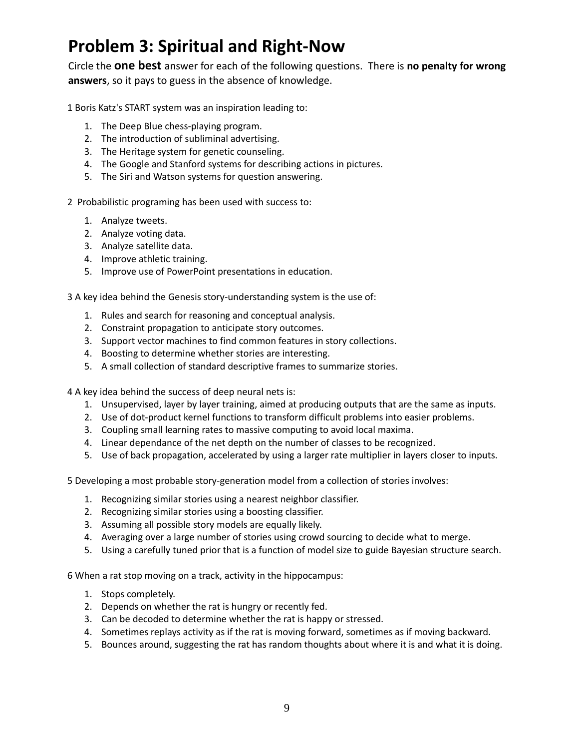# Problem 3: Spiritual and Right-Now

Circle the **one best** answer for each of the following questions. There is **no penalty for wrong answers**, so it pays to guess in the absence of knowledge.

1 Boris Katz's START system was an inspiration leading to:

1. The Deep Blue chess-playing program.
2. The introduction of subliminal advertising.
3. The Heritage system for genetic counseling.
4. The Google and Stanford systems for describing actions in pictures.
5. The Siri and Watson systems for question answering.

2 Probabilistic programing has been used with success to:

1. Analyze tweets.
2. Analyze voting data.
3. Analyze satellite data.
4. Improve athletic training.
5. Improve use of PowerPoint presentations in education.

3 A key idea behind the Genesis story-understanding system is the use of:

1. Rules and search for reasoning and conceptual analysis.
2. Constraint propagation to anticipate story outcomes.
3. Support vector machines to find common features in story collections.
4. Boosting to determine whether stories are interesting.
5. A small collection of standard descriptive frames to summarize stories.

4 A key idea behind the success of deep neural nets is:

1. Unsupervised, layer by layer training, aimed at producing outputs that are the same as inputs.
2. Use of dot-product kernel functions to transform difficult problems into easier problems.
3. Coupling small learning rates to massive computing to avoid local maxima.
4. Linear dependance of the net depth on the number of classes to be recognized.
5. Use of back propagation, accelerated by using a larger rate multiplier in layers closer to inputs.

5 Developing a most probable story-generation model from a collection of stories involves:

1. Recognizing similar stories using a nearest neighbor classifier.
2. Recognizing similar stories using a boosting classifier.
3. Assuming all possible story models are equally likely.
4. Averaging over a large number of stories using crowd sourcing to decide what to merge.
5. Using a carefully tuned prior that is a function of model size to guide Bayesian structure search.

6 When a rat stop moving on a track, activity in the hippocampus:

1. Stops completely.
2. Depends on whether the rat is hungry or recently fed.
3. Can be decoded to determine whether the rat is happy or stressed.
4. Sometimes replays activity as if the rat is moving forward, sometimes as if moving backward.
5. Bounces around, suggesting the rat has random thoughts about where it is and what it is doing.